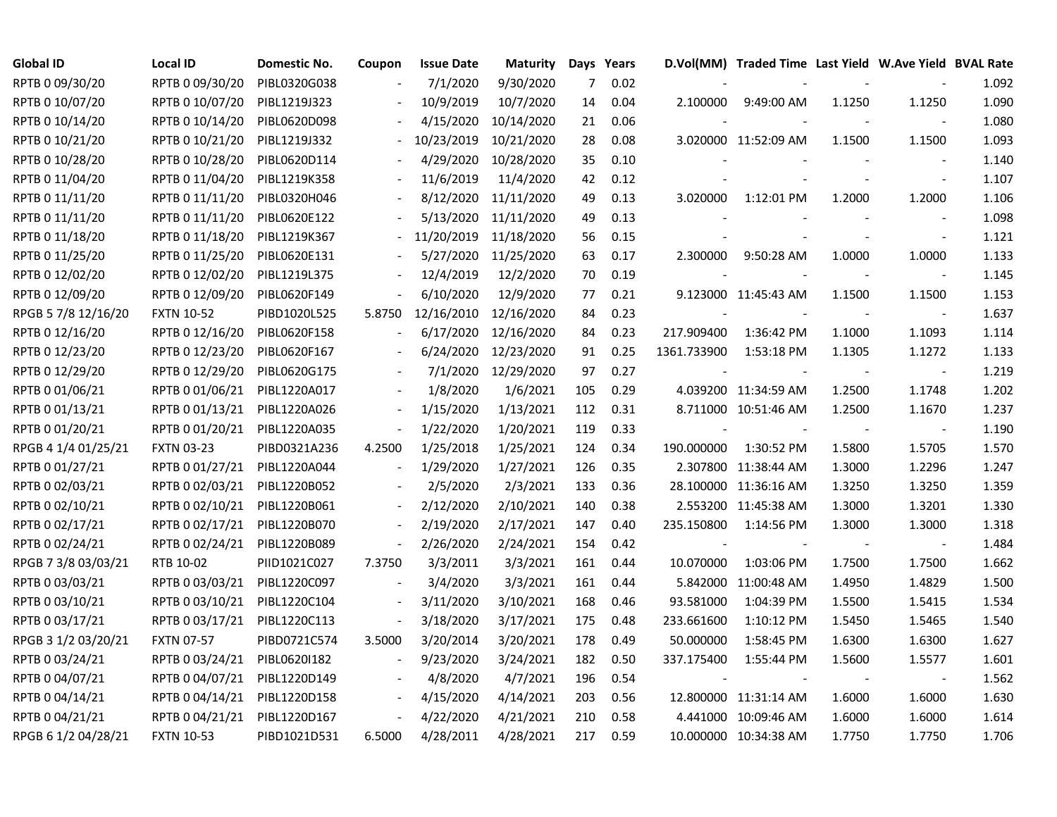| Global ID | Local ID | Domestic No. | Coupon | Issue Date | Maturity | Days | Years | D.Vol(MM) | Traded Time | Last Yield | W.Ave Yield | BVAL Rate |
|---|---|---|---|---|---|---|---|---|---|---|---|---|
| RPTB 0 09/30/20 | RPTB 0 09/30/20 | PIBL0320G038 | - | 7/1/2020 | 9/30/2020 | 7 | 0.02 | - | - | - | - | 1.092 |
| RPTB 0 10/07/20 | RPTB 0 10/07/20 | PIBL1219J323 | - | 10/9/2019 | 10/7/2020 | 14 | 0.04 | 2.100000 | 9:49:00 AM | 1.1250 | 1.1250 | 1.090 |
| RPTB 0 10/14/20 | RPTB 0 10/14/20 | PIBL0620D098 | - | 4/15/2020 | 10/14/2020 | 21 | 0.06 | - | - | - | - | 1.080 |
| RPTB 0 10/21/20 | RPTB 0 10/21/20 | PIBL1219J332 | - | 10/23/2019 | 10/21/2020 | 28 | 0.08 | 3.020000 | 11:52:09 AM | 1.1500 | 1.1500 | 1.093 |
| RPTB 0 10/28/20 | RPTB 0 10/28/20 | PIBL0620D114 | - | 4/29/2020 | 10/28/2020 | 35 | 0.10 | - | - | - | - | 1.140 |
| RPTB 0 11/04/20 | RPTB 0 11/04/20 | PIBL1219K358 | - | 11/6/2019 | 11/4/2020 | 42 | 0.12 | - | - | - | - | 1.107 |
| RPTB 0 11/11/20 | RPTB 0 11/11/20 | PIBL0320H046 | - | 8/12/2020 | 11/11/2020 | 49 | 0.13 | 3.020000 | 1:12:01 PM | 1.2000 | 1.2000 | 1.106 |
| RPTB 0 11/11/20 | RPTB 0 11/11/20 | PIBL0620E122 | - | 5/13/2020 | 11/11/2020 | 49 | 0.13 | - | - | - | - | 1.098 |
| RPTB 0 11/18/20 | RPTB 0 11/18/20 | PIBL1219K367 | - | 11/20/2019 | 11/18/2020 | 56 | 0.15 | - | - | - | - | 1.121 |
| RPTB 0 11/25/20 | RPTB 0 11/25/20 | PIBL0620E131 | - | 5/27/2020 | 11/25/2020 | 63 | 0.17 | 2.300000 | 9:50:28 AM | 1.0000 | 1.0000 | 1.133 |
| RPTB 0 12/02/20 | RPTB 0 12/02/20 | PIBL1219L375 | - | 12/4/2019 | 12/2/2020 | 70 | 0.19 | - | - | - | - | 1.145 |
| RPTB 0 12/09/20 | RPTB 0 12/09/20 | PIBL0620F149 | - | 6/10/2020 | 12/9/2020 | 77 | 0.21 | 9.123000 | 11:45:43 AM | 1.1500 | 1.1500 | 1.153 |
| RPGB 5 7/8 12/16/20 | FXTN 10-52 | PIBD1020L525 | 5.8750 | 12/16/2010 | 12/16/2020 | 84 | 0.23 | - | - | - | - | 1.637 |
| RPTB 0 12/16/20 | RPTB 0 12/16/20 | PIBL0620F158 | - | 6/17/2020 | 12/16/2020 | 84 | 0.23 | 217.909400 | 1:36:42 PM | 1.1000 | 1.1093 | 1.114 |
| RPTB 0 12/23/20 | RPTB 0 12/23/20 | PIBL0620F167 | - | 6/24/2020 | 12/23/2020 | 91 | 0.25 | 1361.733900 | 1:53:18 PM | 1.1305 | 1.1272 | 1.133 |
| RPTB 0 12/29/20 | RPTB 0 12/29/20 | PIBL0620G175 | - | 7/1/2020 | 12/29/2020 | 97 | 0.27 | - | - | - | - | 1.219 |
| RPTB 0 01/06/21 | RPTB 0 01/06/21 | PIBL1220A017 | - | 1/8/2020 | 1/6/2021 | 105 | 0.29 | 4.039200 | 11:34:59 AM | 1.2500 | 1.1748 | 1.202 |
| RPTB 0 01/13/21 | RPTB 0 01/13/21 | PIBL1220A026 | - | 1/15/2020 | 1/13/2021 | 112 | 0.31 | 8.711000 | 10:51:46 AM | 1.2500 | 1.1670 | 1.237 |
| RPTB 0 01/20/21 | RPTB 0 01/20/21 | PIBL1220A035 | - | 1/22/2020 | 1/20/2021 | 119 | 0.33 | - | - | - | - | 1.190 |
| RPGB 4 1/4 01/25/21 | FXTN 03-23 | PIBD0321A236 | 4.2500 | 1/25/2018 | 1/25/2021 | 124 | 0.34 | 190.000000 | 1:30:52 PM | 1.5800 | 1.5705 | 1.570 |
| RPTB 0 01/27/21 | RPTB 0 01/27/21 | PIBL1220A044 | - | 1/29/2020 | 1/27/2021 | 126 | 0.35 | 2.307800 | 11:38:44 AM | 1.3000 | 1.2296 | 1.247 |
| RPTB 0 02/03/21 | RPTB 0 02/03/21 | PIBL1220B052 | - | 2/5/2020 | 2/3/2021 | 133 | 0.36 | 28.100000 | 11:36:16 AM | 1.3250 | 1.3250 | 1.359 |
| RPTB 0 02/10/21 | RPTB 0 02/10/21 | PIBL1220B061 | - | 2/12/2020 | 2/10/2021 | 140 | 0.38 | 2.553200 | 11:45:38 AM | 1.3000 | 1.3201 | 1.330 |
| RPTB 0 02/17/21 | RPTB 0 02/17/21 | PIBL1220B070 | - | 2/19/2020 | 2/17/2021 | 147 | 0.40 | 235.150800 | 1:14:56 PM | 1.3000 | 1.3000 | 1.318 |
| RPTB 0 02/24/21 | RPTB 0 02/24/21 | PIBL1220B089 | - | 2/26/2020 | 2/24/2021 | 154 | 0.42 | - | - | - | - | 1.484 |
| RPGB 7 3/8 03/03/21 | RTB 10-02 | PIID1021C027 | 7.3750 | 3/3/2011 | 3/3/2021 | 161 | 0.44 | 10.070000 | 1:03:06 PM | 1.7500 | 1.7500 | 1.662 |
| RPTB 0 03/03/21 | RPTB 0 03/03/21 | PIBL1220C097 | - | 3/4/2020 | 3/3/2021 | 161 | 0.44 | 5.842000 | 11:00:48 AM | 1.4950 | 1.4829 | 1.500 |
| RPTB 0 03/10/21 | RPTB 0 03/10/21 | PIBL1220C104 | - | 3/11/2020 | 3/10/2021 | 168 | 0.46 | 93.581000 | 1:04:39 PM | 1.5500 | 1.5415 | 1.534 |
| RPTB 0 03/17/21 | RPTB 0 03/17/21 | PIBL1220C113 | - | 3/18/2020 | 3/17/2021 | 175 | 0.48 | 233.661600 | 1:10:12 PM | 1.5450 | 1.5465 | 1.540 |
| RPGB 3 1/2 03/20/21 | FXTN 07-57 | PIBD0721C574 | 3.5000 | 3/20/2014 | 3/20/2021 | 178 | 0.49 | 50.000000 | 1:58:45 PM | 1.6300 | 1.6300 | 1.627 |
| RPTB 0 03/24/21 | RPTB 0 03/24/21 | PIBL0620I182 | - | 9/23/2020 | 3/24/2021 | 182 | 0.50 | 337.175400 | 1:55:44 PM | 1.5600 | 1.5577 | 1.601 |
| RPTB 0 04/07/21 | RPTB 0 04/07/21 | PIBL1220D149 | - | 4/8/2020 | 4/7/2021 | 196 | 0.54 | - | - | - | - | 1.562 |
| RPTB 0 04/14/21 | RPTB 0 04/14/21 | PIBL1220D158 | - | 4/15/2020 | 4/14/2021 | 203 | 0.56 | 12.800000 | 11:31:14 AM | 1.6000 | 1.6000 | 1.630 |
| RPTB 0 04/21/21 | RPTB 0 04/21/21 | PIBL1220D167 | - | 4/22/2020 | 4/21/2021 | 210 | 0.58 | 4.441000 | 10:09:46 AM | 1.6000 | 1.6000 | 1.614 |
| RPGB 6 1/2 04/28/21 | FXTN 10-53 | PIBD1021D531 | 6.5000 | 4/28/2011 | 4/28/2021 | 217 | 0.59 | 10.000000 | 10:34:38 AM | 1.7750 | 1.7750 | 1.706 |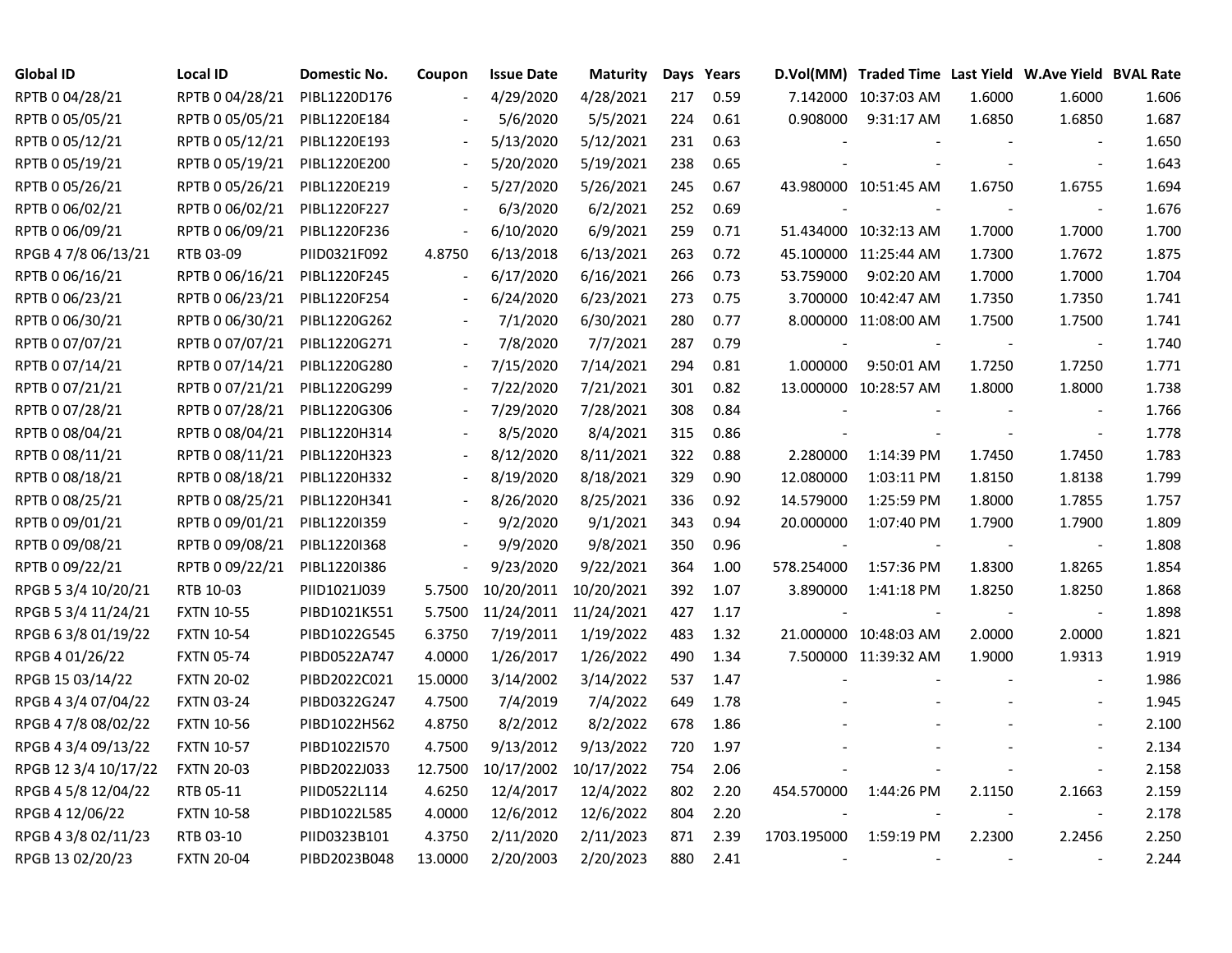| Global ID | Local ID | Domestic No. | Coupon | Issue Date | Maturity | Days | Years | D.Vol(MM) | Traded Time | Last Yield | W.Ave Yield | BVAL Rate |
|---|---|---|---|---|---|---|---|---|---|---|---|---|
| RPTB 0 04/28/21 | RPTB 0 04/28/21 | PIBL1220D176 | - | 4/29/2020 | 4/28/2021 | 217 | 0.59 | 7.142000 | 10:37:03 AM | 1.6000 | 1.6000 | 1.606 |
| RPTB 0 05/05/21 | RPTB 0 05/05/21 | PIBL1220E184 | - | 5/6/2020 | 5/5/2021 | 224 | 0.61 | 0.908000 | 9:31:17 AM | 1.6850 | 1.6850 | 1.687 |
| RPTB 0 05/12/21 | RPTB 0 05/12/21 | PIBL1220E193 | - | 5/13/2020 | 5/12/2021 | 231 | 0.63 | - | - | - | - | 1.650 |
| RPTB 0 05/19/21 | RPTB 0 05/19/21 | PIBL1220E200 | - | 5/20/2020 | 5/19/2021 | 238 | 0.65 | - | - | - | - | 1.643 |
| RPTB 0 05/26/21 | RPTB 0 05/26/21 | PIBL1220E219 | - | 5/27/2020 | 5/26/2021 | 245 | 0.67 | 43.980000 | 10:51:45 AM | 1.6750 | 1.6755 | 1.694 |
| RPTB 0 06/02/21 | RPTB 0 06/02/21 | PIBL1220F227 | - | 6/3/2020 | 6/2/2021 | 252 | 0.69 | - | - | - | - | 1.676 |
| RPTB 0 06/09/21 | RPTB 0 06/09/21 | PIBL1220F236 | - | 6/10/2020 | 6/9/2021 | 259 | 0.71 | 51.434000 | 10:32:13 AM | 1.7000 | 1.7000 | 1.700 |
| RPGB 4 7/8 06/13/21 | RTB 03-09 | PIID0321F092 | 4.8750 | 6/13/2018 | 6/13/2021 | 263 | 0.72 | 45.100000 | 11:25:44 AM | 1.7300 | 1.7672 | 1.875 |
| RPTB 0 06/16/21 | RPTB 0 06/16/21 | PIBL1220F245 | - | 6/17/2020 | 6/16/2021 | 266 | 0.73 | 53.759000 | 9:02:20 AM | 1.7000 | 1.7000 | 1.704 |
| RPTB 0 06/23/21 | RPTB 0 06/23/21 | PIBL1220F254 | - | 6/24/2020 | 6/23/2021 | 273 | 0.75 | 3.700000 | 10:42:47 AM | 1.7350 | 1.7350 | 1.741 |
| RPTB 0 06/30/21 | RPTB 0 06/30/21 | PIBL1220G262 | - | 7/1/2020 | 6/30/2021 | 280 | 0.77 | 8.000000 | 11:08:00 AM | 1.7500 | 1.7500 | 1.741 |
| RPTB 0 07/07/21 | RPTB 0 07/07/21 | PIBL1220G271 | - | 7/8/2020 | 7/7/2021 | 287 | 0.79 | - | - | - | - | 1.740 |
| RPTB 0 07/14/21 | RPTB 0 07/14/21 | PIBL1220G280 | - | 7/15/2020 | 7/14/2021 | 294 | 0.81 | 1.000000 | 9:50:01 AM | 1.7250 | 1.7250 | 1.771 |
| RPTB 0 07/21/21 | RPTB 0 07/21/21 | PIBL1220G299 | - | 7/22/2020 | 7/21/2021 | 301 | 0.82 | 13.000000 | 10:28:57 AM | 1.8000 | 1.8000 | 1.738 |
| RPTB 0 07/28/21 | RPTB 0 07/28/21 | PIBL1220G306 | - | 7/29/2020 | 7/28/2021 | 308 | 0.84 | - | - | - | - | 1.766 |
| RPTB 0 08/04/21 | RPTB 0 08/04/21 | PIBL1220H314 | - | 8/5/2020 | 8/4/2021 | 315 | 0.86 | - | - | - | - | 1.778 |
| RPTB 0 08/11/21 | RPTB 0 08/11/21 | PIBL1220H323 | - | 8/12/2020 | 8/11/2021 | 322 | 0.88 | 2.280000 | 1:14:39 PM | 1.7450 | 1.7450 | 1.783 |
| RPTB 0 08/18/21 | RPTB 0 08/18/21 | PIBL1220H332 | - | 8/19/2020 | 8/18/2021 | 329 | 0.90 | 12.080000 | 1:03:11 PM | 1.8150 | 1.8138 | 1.799 |
| RPTB 0 08/25/21 | RPTB 0 08/25/21 | PIBL1220H341 | - | 8/26/2020 | 8/25/2021 | 336 | 0.92 | 14.579000 | 1:25:59 PM | 1.8000 | 1.7855 | 1.757 |
| RPTB 0 09/01/21 | RPTB 0 09/01/21 | PIBL1220I359 | - | 9/2/2020 | 9/1/2021 | 343 | 0.94 | 20.000000 | 1:07:40 PM | 1.7900 | 1.7900 | 1.809 |
| RPTB 0 09/08/21 | RPTB 0 09/08/21 | PIBL1220I368 | - | 9/9/2020 | 9/8/2021 | 350 | 0.96 | - | - | - | - | 1.808 |
| RPTB 0 09/22/21 | RPTB 0 09/22/21 | PIBL1220I386 | - | 9/23/2020 | 9/22/2021 | 364 | 1.00 | 578.254000 | 1:57:36 PM | 1.8300 | 1.8265 | 1.854 |
| RPGB 5 3/4 10/20/21 | RTB 10-03 | PIID1021J039 | 5.7500 | 10/20/2011 | 10/20/2021 | 392 | 1.07 | 3.890000 | 1:41:18 PM | 1.8250 | 1.8250 | 1.868 |
| RPGB 5 3/4 11/24/21 | FXTN 10-55 | PIBD1021K551 | 5.7500 | 11/24/2011 | 11/24/2021 | 427 | 1.17 | - | - | - | - | 1.898 |
| RPGB 6 3/8 01/19/22 | FXTN 10-54 | PIBD1022G545 | 6.3750 | 7/19/2011 | 1/19/2022 | 483 | 1.32 | 21.000000 | 10:48:03 AM | 2.0000 | 2.0000 | 1.821 |
| RPGB 4 01/26/22 | FXTN 05-74 | PIBD0522A747 | 4.0000 | 1/26/2017 | 1/26/2022 | 490 | 1.34 | 7.500000 | 11:39:32 AM | 1.9000 | 1.9313 | 1.919 |
| RPGB 15 03/14/22 | FXTN 20-02 | PIBD2022C021 | 15.0000 | 3/14/2002 | 3/14/2022 | 537 | 1.47 | - | - | - | - | 1.986 |
| RPGB 4 3/4 07/04/22 | FXTN 03-24 | PIBD0322G247 | 4.7500 | 7/4/2019 | 7/4/2022 | 649 | 1.78 | - | - | - | - | 1.945 |
| RPGB 4 7/8 08/02/22 | FXTN 10-56 | PIBD1022H562 | 4.8750 | 8/2/2012 | 8/2/2022 | 678 | 1.86 | - | - | - | - | 2.100 |
| RPGB 4 3/4 09/13/22 | FXTN 10-57 | PIBD1022I570 | 4.7500 | 9/13/2012 | 9/13/2022 | 720 | 1.97 | - | - | - | - | 2.134 |
| RPGB 12 3/4 10/17/22 | FXTN 20-03 | PIBD2022J033 | 12.7500 | 10/17/2002 | 10/17/2022 | 754 | 2.06 | - | - | - | - | 2.158 |
| RPGB 4 5/8 12/04/22 | RTB 05-11 | PIID0522L114 | 4.6250 | 12/4/2017 | 12/4/2022 | 802 | 2.20 | 454.570000 | 1:44:26 PM | 2.1150 | 2.1663 | 2.159 |
| RPGB 4 12/06/22 | FXTN 10-58 | PIBD1022L585 | 4.0000 | 12/6/2012 | 12/6/2022 | 804 | 2.20 | - | - | - | - | 2.178 |
| RPGB 4 3/8 02/11/23 | RTB 03-10 | PIID0323B101 | 4.3750 | 2/11/2020 | 2/11/2023 | 871 | 2.39 | 1703.195000 | 1:59:19 PM | 2.2300 | 2.2456 | 2.250 |
| RPGB 13 02/20/23 | FXTN 20-04 | PIBD2023B048 | 13.0000 | 2/20/2003 | 2/20/2023 | 880 | 2.41 | - | - | - | - | 2.244 |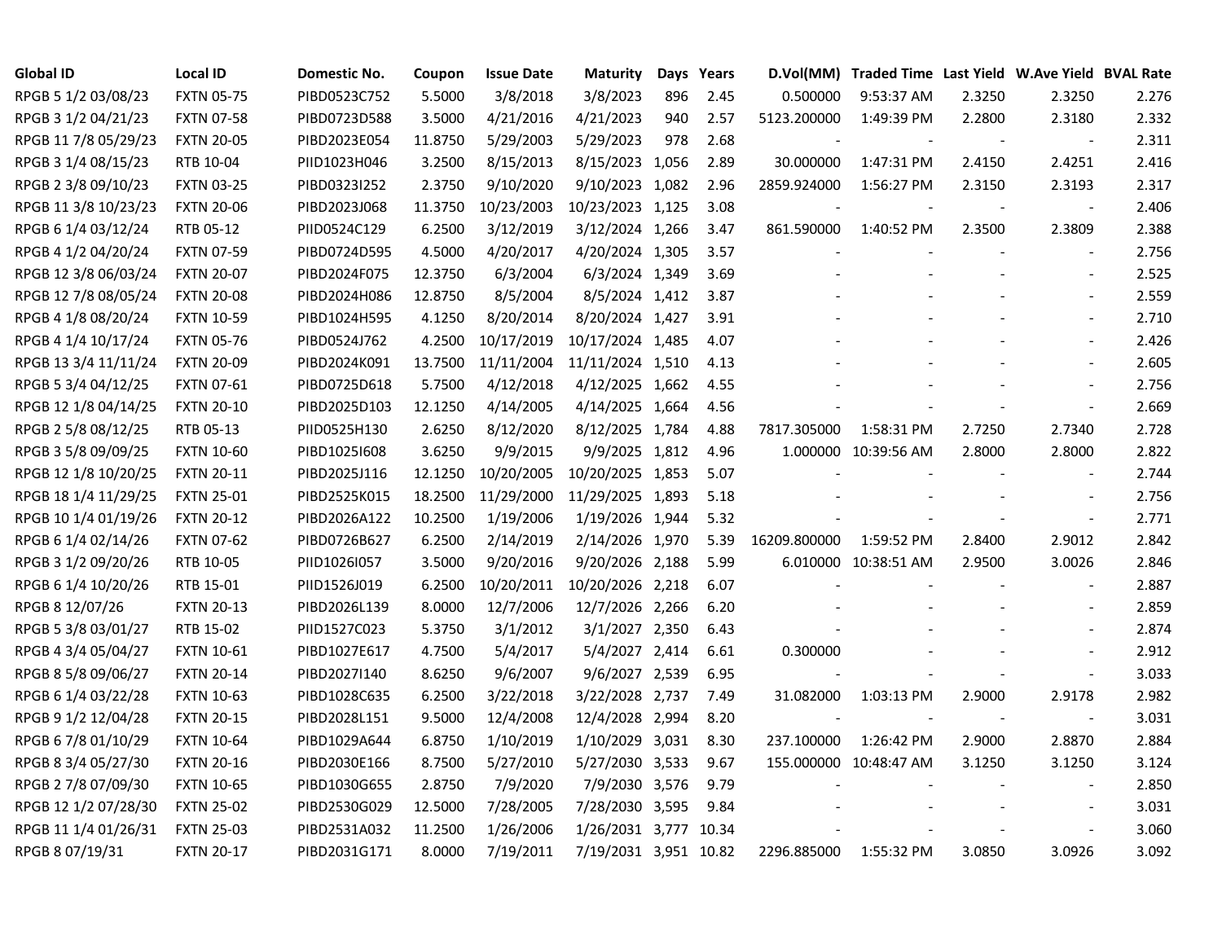| Global ID | Local ID | Domestic No. | Coupon | Issue Date | Maturity | Days | Years | D.Vol(MM) | Traded Time | Last Yield | W.Ave Yield | BVAL Rate |
|---|---|---|---|---|---|---|---|---|---|---|---|---|
| RPGB 5 1/2 03/08/23 | FXTN 05-75 | PIBD0523C752 | 5.5000 | 3/8/2018 | 3/8/2023 | 896 | 2.45 | 0.500000 | 9:53:37 AM | 2.3250 | 2.3250 | 2.276 |
| RPGB 3 1/2 04/21/23 | FXTN 07-58 | PIBD0723D588 | 3.5000 | 4/21/2016 | 4/21/2023 | 940 | 2.57 | 5123.200000 | 1:49:39 PM | 2.2800 | 2.3180 | 2.332 |
| RPGB 11 7/8 05/29/23 | FXTN 20-05 | PIBD2023E054 | 11.8750 | 5/29/2003 | 5/29/2023 | 978 | 2.68 | - | - | - | - | 2.311 |
| RPGB 3 1/4 08/15/23 | RTB 10-04 | PIID1023H046 | 3.2500 | 8/15/2013 | 8/15/2023 | 1,056 | 2.89 | 30.000000 | 1:47:31 PM | 2.4150 | 2.4251 | 2.416 |
| RPGB 2 3/8 09/10/23 | FXTN 03-25 | PIBD0323I252 | 2.3750 | 9/10/2020 | 9/10/2023 | 1,082 | 2.96 | 2859.924000 | 1:56:27 PM | 2.3150 | 2.3193 | 2.317 |
| RPGB 11 3/8 10/23/23 | FXTN 20-06 | PIBD2023J068 | 11.3750 | 10/23/2003 | 10/23/2023 | 1,125 | 3.08 | - | - | - | - | 2.406 |
| RPGB 6 1/4 03/12/24 | RTB 05-12 | PIID0524C129 | 6.2500 | 3/12/2019 | 3/12/2024 | 1,266 | 3.47 | 861.590000 | 1:40:52 PM | 2.3500 | 2.3809 | 2.388 |
| RPGB 4 1/2 04/20/24 | FXTN 07-59 | PIBD0724D595 | 4.5000 | 4/20/2017 | 4/20/2024 | 1,305 | 3.57 | - | - | - | - | 2.756 |
| RPGB 12 3/8 06/03/24 | FXTN 20-07 | PIBD2024F075 | 12.3750 | 6/3/2004 | 6/3/2024 | 1,349 | 3.69 | - | - | - | - | 2.525 |
| RPGB 12 7/8 08/05/24 | FXTN 20-08 | PIBD2024H086 | 12.8750 | 8/5/2004 | 8/5/2024 | 1,412 | 3.87 | - | - | - | - | 2.559 |
| RPGB 4 1/8 08/20/24 | FXTN 10-59 | PIBD1024H595 | 4.1250 | 8/20/2014 | 8/20/2024 | 1,427 | 3.91 | - | - | - | - | 2.710 |
| RPGB 4 1/4 10/17/24 | FXTN 05-76 | PIBD0524J762 | 4.2500 | 10/17/2019 | 10/17/2024 | 1,485 | 4.07 | - | - | - | - | 2.426 |
| RPGB 13 3/4 11/11/24 | FXTN 20-09 | PIBD2024K091 | 13.7500 | 11/11/2004 | 11/11/2024 | 1,510 | 4.13 | - | - | - | - | 2.605 |
| RPGB 5 3/4 04/12/25 | FXTN 07-61 | PIBD0725D618 | 5.7500 | 4/12/2018 | 4/12/2025 | 1,662 | 4.55 | - | - | - | - | 2.756 |
| RPGB 12 1/8 04/14/25 | FXTN 20-10 | PIBD2025D103 | 12.1250 | 4/14/2005 | 4/14/2025 | 1,664 | 4.56 | - | - | - | - | 2.669 |
| RPGB 2 5/8 08/12/25 | RTB 05-13 | PIID0525H130 | 2.6250 | 8/12/2020 | 8/12/2025 | 1,784 | 4.88 | 7817.305000 | 1:58:31 PM | 2.7250 | 2.7340 | 2.728 |
| RPGB 3 5/8 09/09/25 | FXTN 10-60 | PIBD1025I608 | 3.6250 | 9/9/2015 | 9/9/2025 | 1,812 | 4.96 | 1.000000 | 10:39:56 AM | 2.8000 | 2.8000 | 2.822 |
| RPGB 12 1/8 10/20/25 | FXTN 20-11 | PIBD2025J116 | 12.1250 | 10/20/2005 | 10/20/2025 | 1,853 | 5.07 | - | - | - | - | 2.744 |
| RPGB 18 1/4 11/29/25 | FXTN 25-01 | PIBD2525K015 | 18.2500 | 11/29/2000 | 11/29/2025 | 1,893 | 5.18 | - | - | - | - | 2.756 |
| RPGB 10 1/4 01/19/26 | FXTN 20-12 | PIBD2026A122 | 10.2500 | 1/19/2006 | 1/19/2026 | 1,944 | 5.32 | - | - | - | - | 2.771 |
| RPGB 6 1/4 02/14/26 | FXTN 07-62 | PIBD0726B627 | 6.2500 | 2/14/2019 | 2/14/2026 | 1,970 | 5.39 | 16209.800000 | 1:59:52 PM | 2.8400 | 2.9012 | 2.842 |
| RPGB 3 1/2 09/20/26 | RTB 10-05 | PIID1026I057 | 3.5000 | 9/20/2016 | 9/20/2026 | 2,188 | 5.99 | 6.010000 | 10:38:51 AM | 2.9500 | 3.0026 | 2.846 |
| RPGB 6 1/4 10/20/26 | RTB 15-01 | PIID1526J019 | 6.2500 | 10/20/2011 | 10/20/2026 | 2,218 | 6.07 | - | - | - | - | 2.887 |
| RPGB 8 12/07/26 | FXTN 20-13 | PIBD2026L139 | 8.0000 | 12/7/2006 | 12/7/2026 | 2,266 | 6.20 | - | - | - | - | 2.859 |
| RPGB 5 3/8 03/01/27 | RTB 15-02 | PIID1527C023 | 5.3750 | 3/1/2012 | 3/1/2027 | 2,350 | 6.43 | - | - | - | - | 2.874 |
| RPGB 4 3/4 05/04/27 | FXTN 10-61 | PIBD1027E617 | 4.7500 | 5/4/2017 | 5/4/2027 | 2,414 | 6.61 | 0.300000 | - | - | - | 2.912 |
| RPGB 8 5/8 09/06/27 | FXTN 20-14 | PIBD2027I140 | 8.6250 | 9/6/2007 | 9/6/2027 | 2,539 | 6.95 | - | - | - | - | 3.033 |
| RPGB 6 1/4 03/22/28 | FXTN 10-63 | PIBD1028C635 | 6.2500 | 3/22/2018 | 3/22/2028 | 2,737 | 7.49 | 31.082000 | 1:03:13 PM | 2.9000 | 2.9178 | 2.982 |
| RPGB 9 1/2 12/04/28 | FXTN 20-15 | PIBD2028L151 | 9.5000 | 12/4/2008 | 12/4/2028 | 2,994 | 8.20 | - | - | - | - | 3.031 |
| RPGB 6 7/8 01/10/29 | FXTN 10-64 | PIBD1029A644 | 6.8750 | 1/10/2019 | 1/10/2029 | 3,031 | 8.30 | 237.100000 | 1:26:42 PM | 2.9000 | 2.8870 | 2.884 |
| RPGB 8 3/4 05/27/30 | FXTN 20-16 | PIBD2030E166 | 8.7500 | 5/27/2010 | 5/27/2030 | 3,533 | 9.67 | 155.000000 | 10:48:47 AM | 3.1250 | 3.1250 | 3.124 |
| RPGB 2 7/8 07/09/30 | FXTN 10-65 | PIBD1030G655 | 2.8750 | 7/9/2020 | 7/9/2030 | 3,576 | 9.79 | - | - | - | - | 2.850 |
| RPGB 12 1/2 07/28/30 | FXTN 25-02 | PIBD2530G029 | 12.5000 | 7/28/2005 | 7/28/2030 | 3,595 | 9.84 | - | - | - | - | 3.031 |
| RPGB 11 1/4 01/26/31 | FXTN 25-03 | PIBD2531A032 | 11.2500 | 1/26/2006 | 1/26/2031 | 3,777 | 10.34 | - | - | - | - | 3.060 |
| RPGB 8 07/19/31 | FXTN 20-17 | PIBD2031G171 | 8.0000 | 7/19/2011 | 7/19/2031 | 3,951 | 10.82 | 2296.885000 | 1:55:32 PM | 3.0850 | 3.0926 | 3.092 |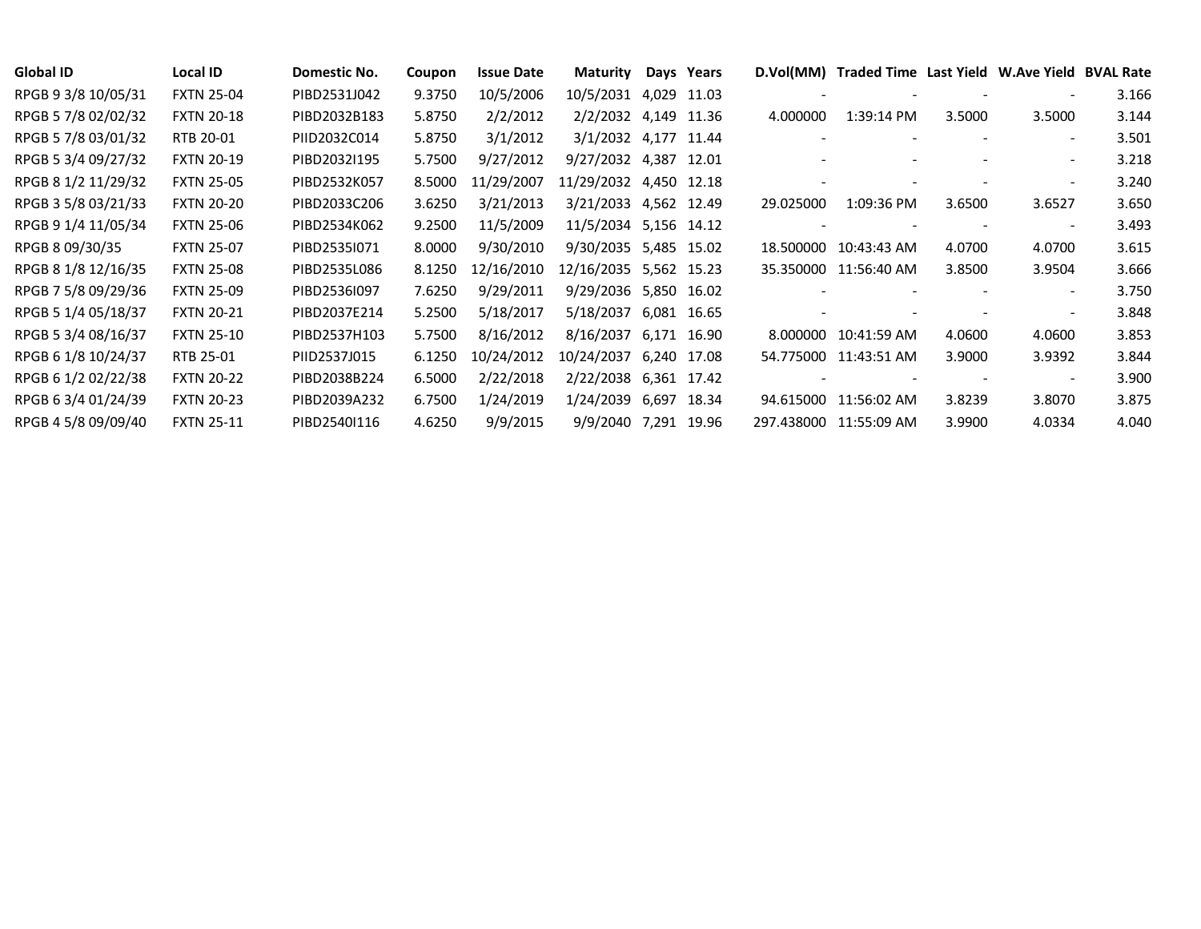| Global ID | Local ID | Domestic No. | Coupon | Issue Date | Maturity | Days | Years | D.Vol(MM) | Traded Time | Last Yield | W.Ave Yield | BVAL Rate |
|---|---|---|---|---|---|---|---|---|---|---|---|---|
| RPGB 9 3/8 10/05/31 | FXTN 25-04 | PIBD2531J042 | 9.3750 | 10/5/2006 | 10/5/2031 | 4,029 | 11.03 | - | - | - | - | 3.166 |
| RPGB 5 7/8 02/02/32 | FXTN 20-18 | PIBD2032B183 | 5.8750 | 2/2/2012 | 2/2/2032 | 4,149 | 11.36 | 4.000000 | 1:39:14 PM | 3.5000 | 3.5000 | 3.144 |
| RPGB 5 7/8 03/01/32 | RTB 20-01 | PIID2032C014 | 5.8750 | 3/1/2012 | 3/1/2032 | 4,177 | 11.44 | - | - | - | - | 3.501 |
| RPGB 5 3/4 09/27/32 | FXTN 20-19 | PIBD2032I195 | 5.7500 | 9/27/2012 | 9/27/2032 | 4,387 | 12.01 | - | - | - | - | 3.218 |
| RPGB 8 1/2 11/29/32 | FXTN 25-05 | PIBD2532K057 | 8.5000 | 11/29/2007 | 11/29/2032 | 4,450 | 12.18 | - | - | - | - | 3.240 |
| RPGB 3 5/8 03/21/33 | FXTN 20-20 | PIBD2033C206 | 3.6250 | 3/21/2013 | 3/21/2033 | 4,562 | 12.49 | 29.025000 | 1:09:36 PM | 3.6500 | 3.6527 | 3.650 |
| RPGB 9 1/4 11/05/34 | FXTN 25-06 | PIBD2534K062 | 9.2500 | 11/5/2009 | 11/5/2034 | 5,156 | 14.12 | - | - | - | - | 3.493 |
| RPGB 8 09/30/35 | FXTN 25-07 | PIBD2535I071 | 8.0000 | 9/30/2010 | 9/30/2035 | 5,485 | 15.02 | 18.500000 | 10:43:43 AM | 4.0700 | 4.0700 | 3.615 |
| RPGB 8 1/8 12/16/35 | FXTN 25-08 | PIBD2535L086 | 8.1250 | 12/16/2010 | 12/16/2035 | 5,562 | 15.23 | 35.350000 | 11:56:40 AM | 3.8500 | 3.9504 | 3.666 |
| RPGB 7 5/8 09/29/36 | FXTN 25-09 | PIBD2536I097 | 7.6250 | 9/29/2011 | 9/29/2036 | 5,850 | 16.02 | - | - | - | - | 3.750 |
| RPGB 5 1/4 05/18/37 | FXTN 20-21 | PIBD2037E214 | 5.2500 | 5/18/2017 | 5/18/2037 | 6,081 | 16.65 | - | - | - | - | 3.848 |
| RPGB 5 3/4 08/16/37 | FXTN 25-10 | PIBD2537H103 | 5.7500 | 8/16/2012 | 8/16/2037 | 6,171 | 16.90 | 8.000000 | 10:41:59 AM | 4.0600 | 4.0600 | 3.853 |
| RPGB 6 1/8 10/24/37 | RTB 25-01 | PIID2537J015 | 6.1250 | 10/24/2012 | 10/24/2037 | 6,240 | 17.08 | 54.775000 | 11:43:51 AM | 3.9000 | 3.9392 | 3.844 |
| RPGB 6 1/2 02/22/38 | FXTN 20-22 | PIBD2038B224 | 6.5000 | 2/22/2018 | 2/22/2038 | 6,361 | 17.42 | - | - | - | - | 3.900 |
| RPGB 6 3/4 01/24/39 | FXTN 20-23 | PIBD2039A232 | 6.7500 | 1/24/2019 | 1/24/2039 | 6,697 | 18.34 | 94.615000 | 11:56:02 AM | 3.8239 | 3.8070 | 3.875 |
| RPGB 4 5/8 09/09/40 | FXTN 25-11 | PIBD2540I116 | 4.6250 | 9/9/2015 | 9/9/2040 | 7,291 | 19.96 | 297.438000 | 11:55:09 AM | 3.9900 | 4.0334 | 4.040 |